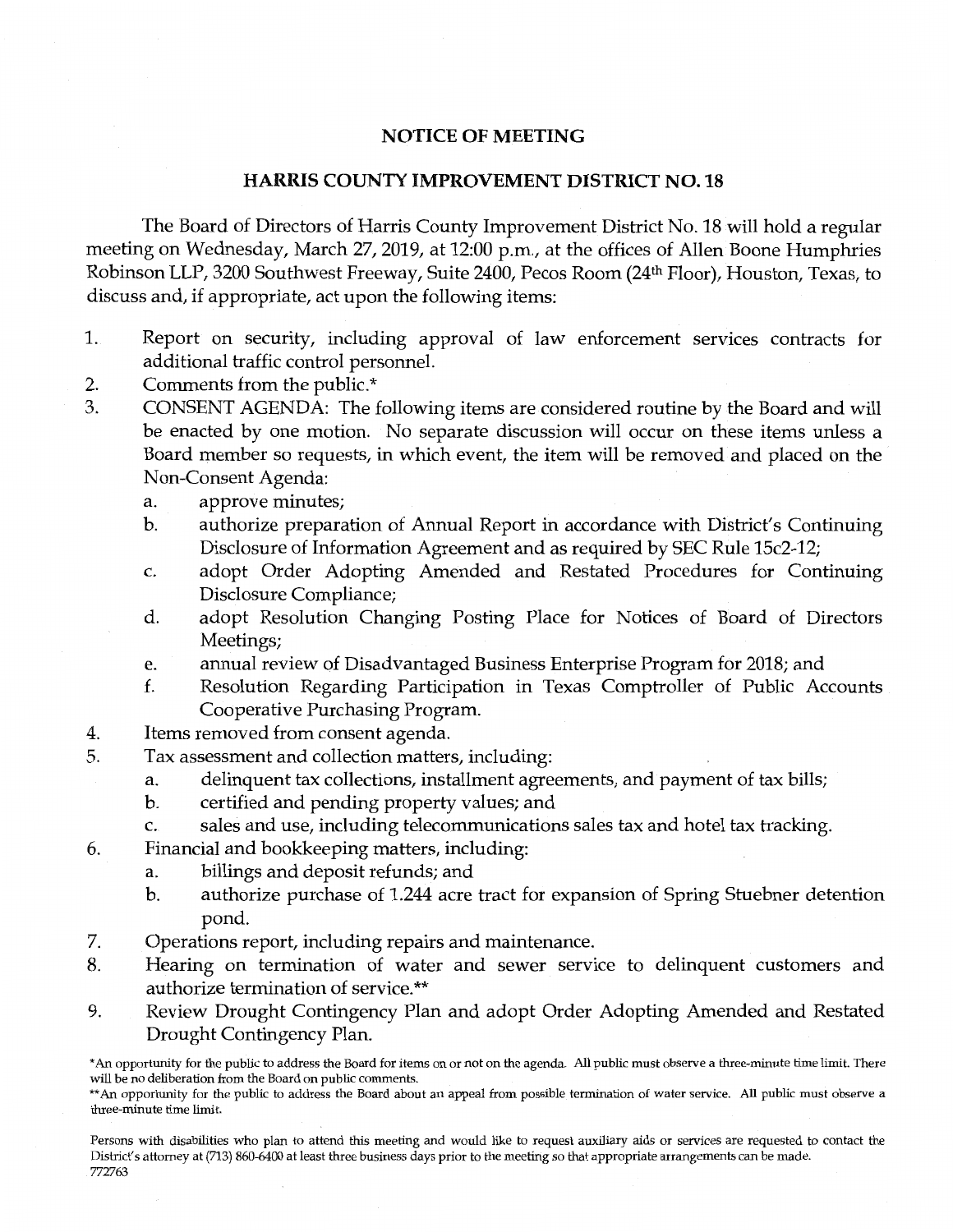# NOTICE OF MEETING

## HARRIS COUNTY IMPROVEMENT DISTRICT NO. 18

The Board of Directors of Harris County Improvement District No. 18 will hold a regular meeting on Wednesday, March 27, 2019, at 12:00 p.m., at the offices of Allen Boone Humphries Robinson LLP, 3200 Southwest Freeway, Suite 2400, Pecos Room (24th Floor), Houston, Texas, to discuss and, if appropriate, act upon the following items:

1. Report on security, including approval of law enforcement services contracts for additional traffic control personnel.
2. Comments from the public.*
3. CONSENT AGENDA: The following items are considered routine by the Board and will be enacted by one motion. No separate discussion will occur on these items unless a Board member so requests, in which event, the item will be removed and placed on the Non-Consent Agenda:
    a. approve minutes;
    b. authorize preparation of Annual Report in accordance with District's Continuing Disclosure of Information Agreement and as required by SEC Rule 15c2-12;
    c. adopt Order Adopting Amended and Restated Procedures for Continuing Disclosure Compliance;
    d. adopt Resolution Changing Posting Place for Notices of Board of Directors Meetings;
    e. annual review of Disadvantaged Business Enterprise Program for 2018; and
    f. Resolution Regarding Participation in Texas Comptroller of Public Accounts Cooperative Purchasing Program.
4. Items removed from consent agenda.
5. Tax assessment and collection matters, including:
    a. delinquent tax collections, installment agreements, and payment of tax bills;
    b. certified and pending property values; and
    c. sales and use, including telecommunications sales tax and hotel tax tracking.
6. Financial and bookkeeping matters, including:
    a. billings and deposit refunds; and
    b. authorize purchase of 1.244 acre tract for expansion of Spring Stuebner detention pond.
7. Operations report, including repairs and maintenance.
8. Hearing on termination of water and sewer service to delinquent customers and authorize termination of service.**
9. Review Drought Contingency Plan and adopt Order Adopting Amended and Restated Drought Contingency Plan.

*An opportunity for the public to address the Board for items on or not on the agenda. All public must observe a three-minute time limit. There will be no deliberation from the Board on public comments.

**An opportunity for the public to address the Board about an appeal from possible termination of water service. All public must observe a three-minute time limit.

Persons with disabilities who plan to attend this meeting and would like to request auxiliary aids or services are requested to contact the District's attorney at (713) 860-6400 at least three business days prior to the meeting so that appropriate arrangements can be made.

772763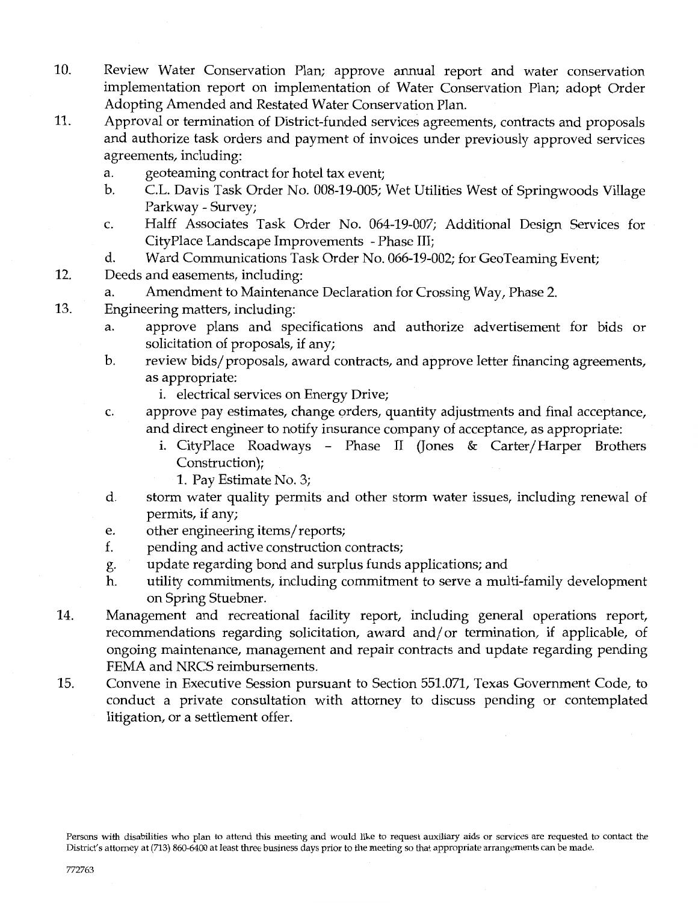10. Review Water Conservation Plan; approve annual report and water conservation implementation report on implementation of Water Conservation Plan; adopt Order Adopting Amended and Restated Water Conservation Plan.
11. Approval or termination of District-funded services agreements, contracts and proposals and authorize task orders and payment of invoices under previously approved services agreements, including:
    a. geoteaming contract for hotel tax event;
    b. C.L. Davis Task Order No. 008-19-005; Wet Utilities West of Springwoods Village Parkway - Survey;
    c. Halff Associates Task Order No. 064-19-007; Additional Design Services for CityPlace Landscape Improvements - Phase III;
    d. Ward Communications Task Order No. 066-19-002; for GeoTeaming Event;
12. Deeds and easements, including:
    a. Amendment to Maintenance Declaration for Crossing Way, Phase 2.
13. Engineering matters, including:
    a. approve plans and specifications and authorize advertisement for bids or solicitation of proposals, if any;
    b. review bids/proposals, award contracts, and approve letter financing agreements, as appropriate:
       i. electrical services on Energy Drive;
    c. approve pay estimates, change orders, quantity adjustments and final acceptance, and direct engineer to notify insurance company of acceptance, as appropriate:
       i. CityPlace Roadways - Phase II (Jones & Carter/Harper Brothers Construction);
          1. Pay Estimate No. 3;
    d. storm water quality permits and other storm water issues, including renewal of permits, if any;
    e. other engineering items/reports;
    f. pending and active construction contracts;
    g. update regarding bond and surplus funds applications; and
    h. utility commitments, including commitment to serve a multi-family development on Spring Stuebner.
14. Management and recreational facility report, including general operations report, recommendations regarding solicitation, award and/or termination, if applicable, of ongoing maintenance, management and repair contracts and update regarding pending FEMA and NRCS reimbursements.
15. Convene in Executive Session pursuant to Section 551.071, Texas Government Code, to conduct a private consultation with attorney to discuss pending or contemplated litigation, or a settlement offer.

Persons with disabilities who plan to attend this meeting and would like to request auxiliary aids or services are requested to contact the District's attorney at (713) 860-6400 at least three business days prior to the meeting so that appropriate arrangements can be made.

772763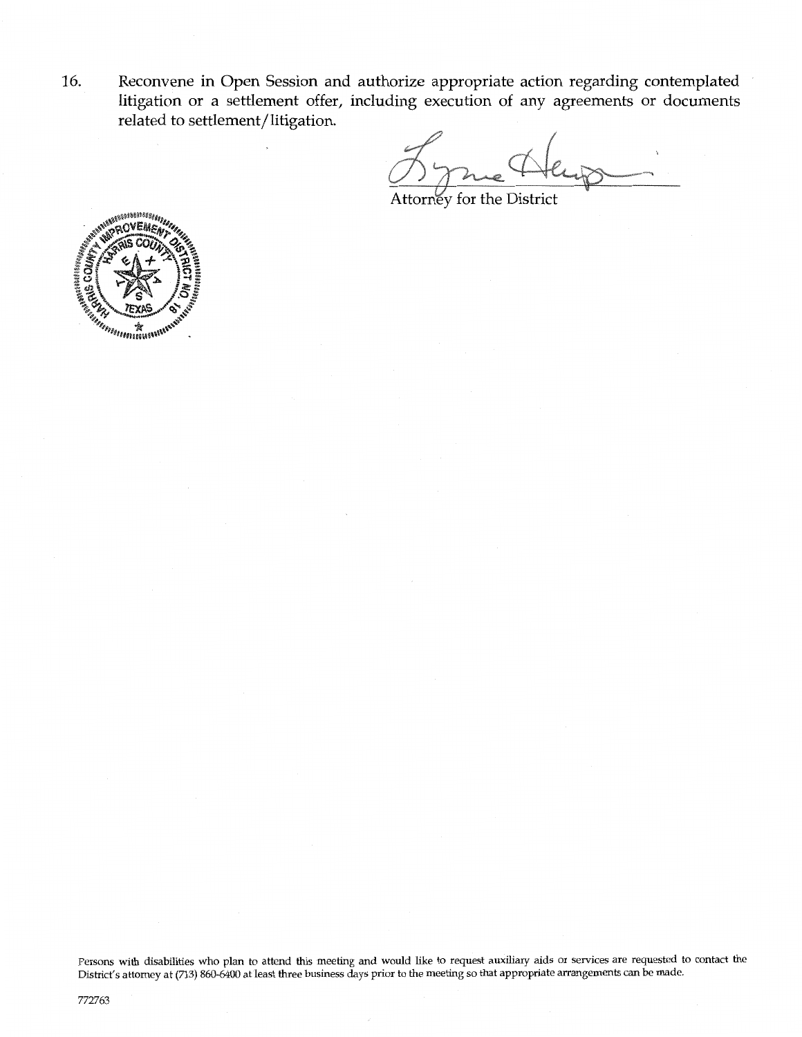16. Reconvene in Open Session and authorize appropriate action regarding contemplated litigation or a settlement offer, including execution of any agreements or documents related to settlement/litigation.

Attorney for the District

Persons with disabilities who plan to attend this meeting and would like to request auxiliary aids or services are requested to contact the District's attorney at (713) 860-6400 at least three business days prior to the meeting so that appropriate arrangements can be made.

772763